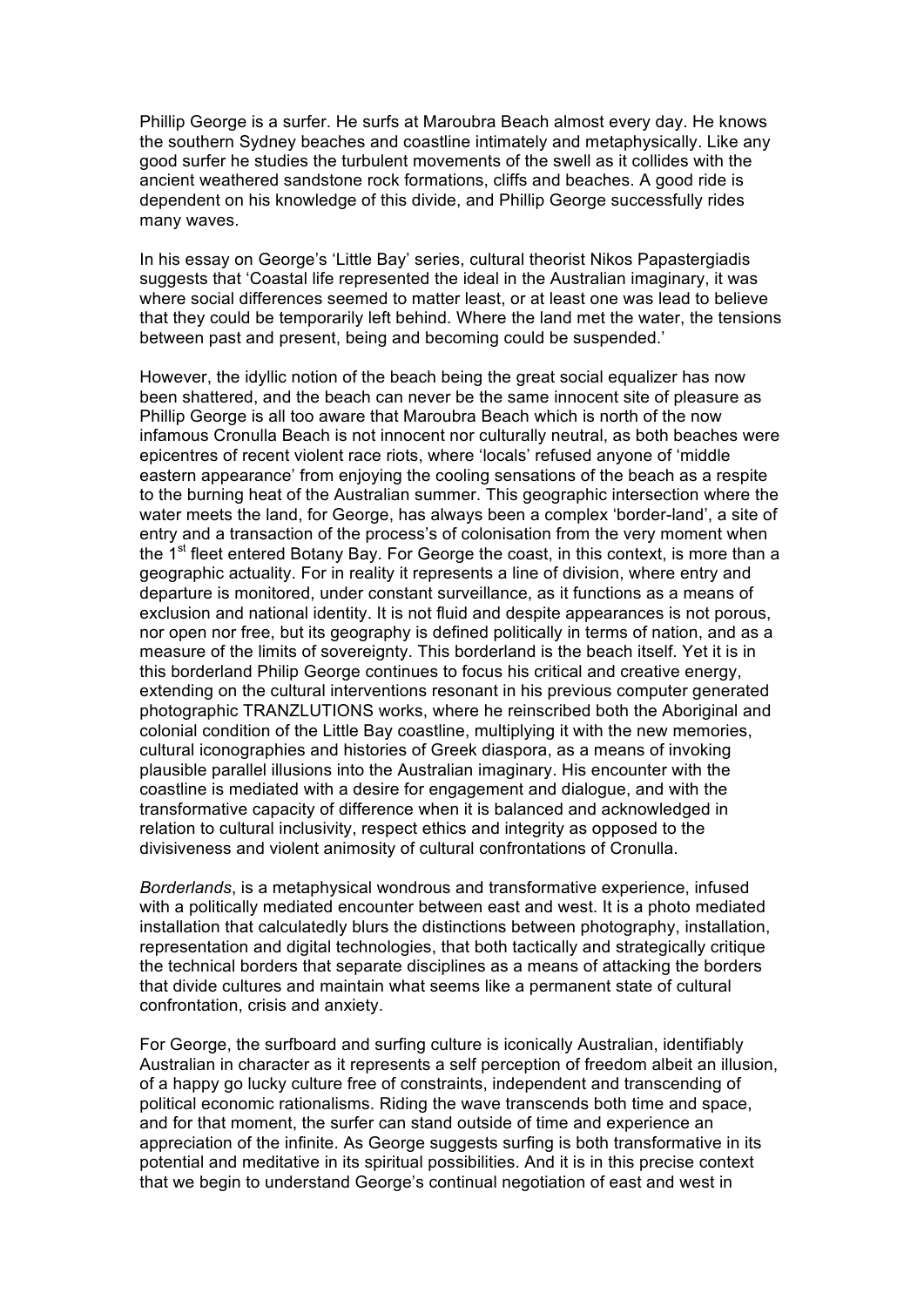Phillip George is a surfer. He surfs at Maroubra Beach almost every day. He knows the southern Sydney beaches and coastline intimately and metaphysically. Like any good surfer he studies the turbulent movements of the swell as it collides with the ancient weathered sandstone rock formations, cliffs and beaches. A good ride is dependent on his knowledge of this divide, and Phillip George successfully rides many waves.

In his essay on George's 'Little Bay' series, cultural theorist Nikos Papastergiadis suggests that 'Coastal life represented the ideal in the Australian imaginary, it was where social differences seemed to matter least, or at least one was lead to believe that they could be temporarily left behind. Where the land met the water, the tensions between past and present, being and becoming could be suspended.'

However, the idyllic notion of the beach being the great social equalizer has now been shattered, and the beach can never be the same innocent site of pleasure as Phillip George is all too aware that Maroubra Beach which is north of the now infamous Cronulla Beach is not innocent nor culturally neutral, as both beaches were epicentres of recent violent race riots, where 'locals' refused anyone of 'middle eastern appearance' from enjoying the cooling sensations of the beach as a respite to the burning heat of the Australian summer. This geographic intersection where the water meets the land, for George, has always been a complex 'border-land', a site of entry and a transaction of the process's of colonisation from the very moment when the 1st fleet entered Botany Bay. For George the coast, in this context, is more than a geographic actuality. For in reality it represents a line of division, where entry and departure is monitored, under constant surveillance, as it functions as a means of exclusion and national identity. It is not fluid and despite appearances is not porous, nor open nor free, but its geography is defined politically in terms of nation, and as a measure of the limits of sovereignty. This borderland is the beach itself. Yet it is in this borderland Philip George continues to focus his critical and creative energy, extending on the cultural interventions resonant in his previous computer generated photographic TRANZLUTIONS works, where he reinscribed both the Aboriginal and colonial condition of the Little Bay coastline, multiplying it with the new memories, cultural iconographies and histories of Greek diaspora, as a means of invoking plausible parallel illusions into the Australian imaginary. His encounter with the coastline is mediated with a desire for engagement and dialogue, and with the transformative capacity of difference when it is balanced and acknowledged in relation to cultural inclusivity, respect ethics and integrity as opposed to the divisiveness and violent animosity of cultural confrontations of Cronulla.

*Borderlands*, is a metaphysical wondrous and transformative experience, infused with a politically mediated encounter between east and west. It is a photo mediated installation that calculatedly blurs the distinctions between photography, installation, representation and digital technologies, that both tactically and strategically critique the technical borders that separate disciplines as a means of attacking the borders that divide cultures and maintain what seems like a permanent state of cultural confrontation, crisis and anxiety.

For George, the surfboard and surfing culture is iconically Australian, identifiably Australian in character as it represents a self perception of freedom albeit an illusion, of a happy go lucky culture free of constraints, independent and transcending of political economic rationalisms. Riding the wave transcends both time and space, and for that moment, the surfer can stand outside of time and experience an appreciation of the infinite. As George suggests surfing is both transformative in its potential and meditative in its spiritual possibilities. And it is in this precise context that we begin to understand George's continual negotiation of east and west in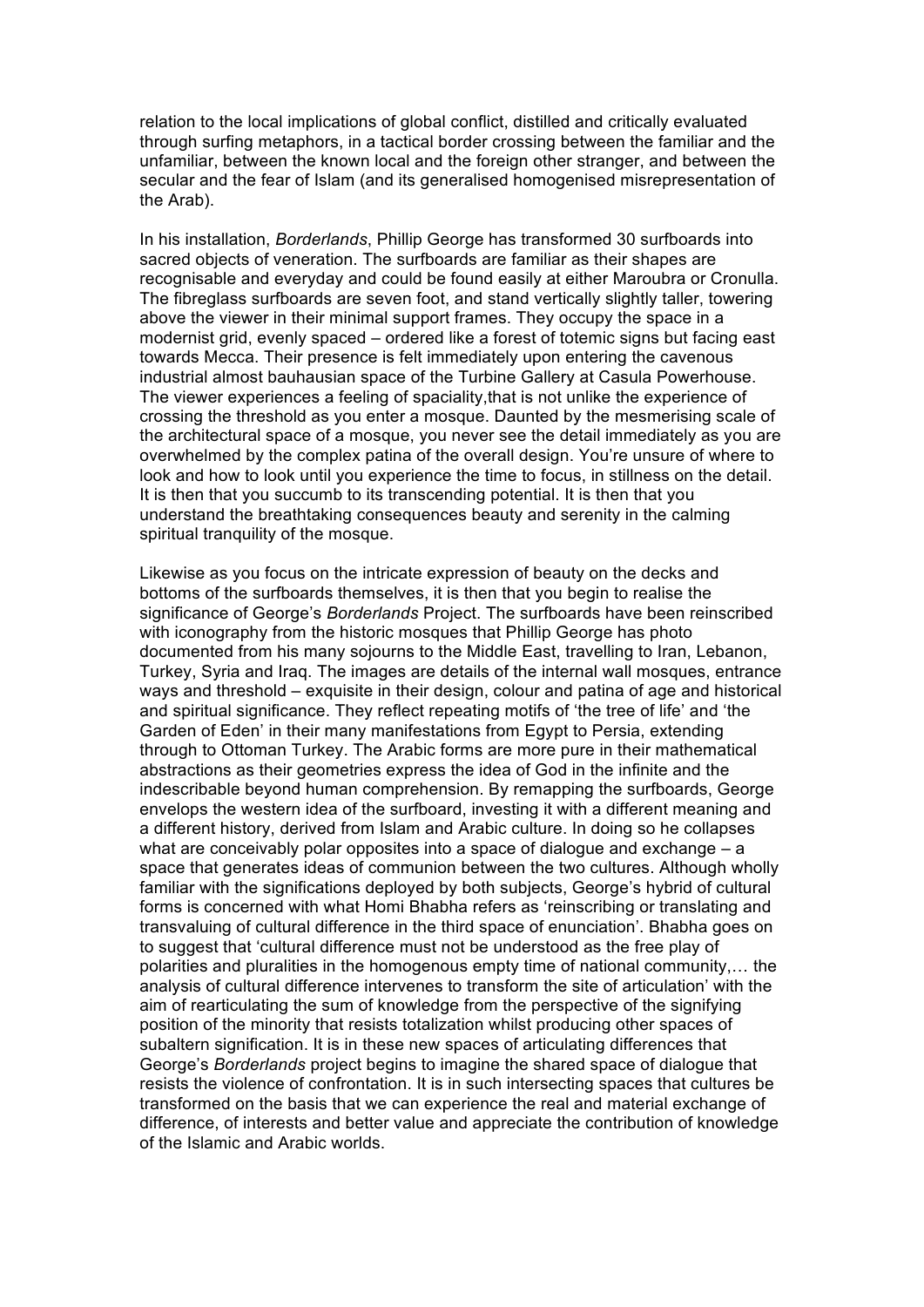relation to the local implications of global conflict, distilled and critically evaluated through surfing metaphors, in a tactical border crossing between the familiar and the unfamiliar, between the known local and the foreign other stranger, and between the secular and the fear of Islam (and its generalised homogenised misrepresentation of the Arab).

In his installation, *Borderlands*, Phillip George has transformed 30 surfboards into sacred objects of veneration. The surfboards are familiar as their shapes are recognisable and everyday and could be found easily at either Maroubra or Cronulla. The fibreglass surfboards are seven foot, and stand vertically slightly taller, towering above the viewer in their minimal support frames. They occupy the space in a modernist grid, evenly spaced – ordered like a forest of totemic signs but facing east towards Mecca. Their presence is felt immediately upon entering the cavenous industrial almost bauhausian space of the Turbine Gallery at Casula Powerhouse. The viewer experiences a feeling of speciality,that is not unlike the experience of crossing the threshold as you enter a mosque. Daunted by the mesmerising scale of the architectural space of a mosque, you never see the detail immediately as you are overwhelmed by the complex patina of the overall design. You're unsure of where to look and how to look until you experience the time to focus, in stillness on the detail. It is then that you succumb to its transcending potential. It is then that you understand the breathtaking consequences beauty and serenity in the calming spiritual tranquility of the mosque.

Likewise as you focus on the intricate expression of beauty on the decks and bottoms of the surfboards themselves, it is then that you begin to realise the significance of George's *Borderlands* Project. The surfboards have been reinscribed with iconography from the historic mosques that Phillip George has photo documented from his many sojourns to the Middle East, travelling to Iran, Lebanon, Turkey, Syria and Iraq. The images are details of the internal wall mosques, entrance ways and threshold – exquisite in their design, colour and patina of age and historical and spiritual significance. They reflect repeating motifs of 'the tree of life' and 'the Garden of Eden' in their many manifestations from Egypt to Persia, extending through to Ottoman Turkey. The Arabic forms are more pure in their mathematical abstractions as their geometries express the idea of God in the infinite and the indescribable beyond human comprehension. By remapping the surfboards, George envelops the western idea of the surfboard, investing it with a different meaning and a different history, derived from Islam and Arabic culture. In doing so he collapses what are conceivably polar opposites into a space of dialogue and exchange – a space that generates ideas of communion between the two cultures. Although wholly familiar with the significations deployed by both subjects, George's hybrid of cultural forms is concerned with what Homi Bhabha refers as 'reinscribing or translating and transvaluing of cultural difference in the third space of enunciation'. Bhabha goes on to suggest that 'cultural difference must not be understood as the free play of polarities and pluralities in the homogenous empty time of national community,… the analysis of cultural difference intervenes to transform the site of articulation' with the aim of rearticulating the sum of knowledge from the perspective of the signifying position of the minority that resists totalization whilst producing other spaces of subaltern signification. It is in these new spaces of articulating differences that George's *Borderlands* project begins to imagine the shared space of dialogue that resists the violence of confrontation. It is in such intersecting spaces that cultures be transformed on the basis that we can experience the real and material exchange of difference, of interests and better value and appreciate the contribution of knowledge of the Islamic and Arabic worlds.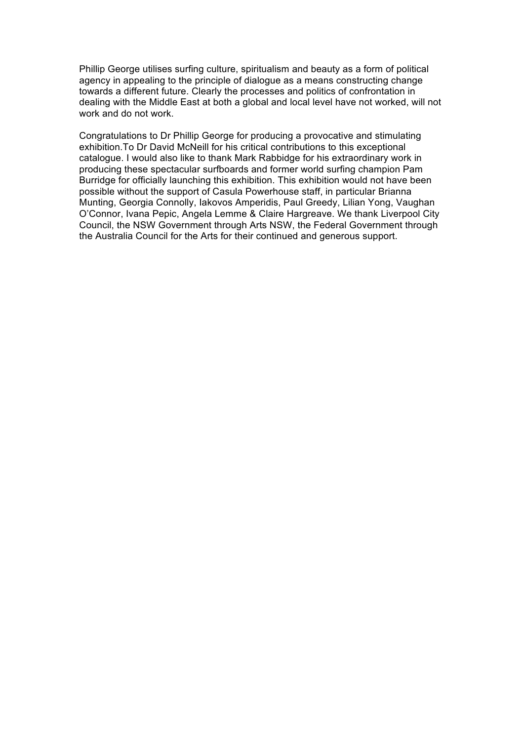Phillip George utilises surfing culture, spiritualism and beauty as a form of political agency in appealing to the principle of dialogue as a means constructing change towards a different future. Clearly the processes and politics of confrontation in dealing with the Middle East at both a global and local level have not worked, will not work and do not work.

Congratulations to Dr Phillip George for producing a provocative and stimulating exhibition.To Dr David McNeill for his critical contributions to this exceptional catalogue. I would also like to thank Mark Rabbidge for his extraordinary work in producing these spectacular surfboards and former world surfing champion Pam Burridge for officially launching this exhibition. This exhibition would not have been possible without the support of Casula Powerhouse staff, in particular Brianna Munting, Georgia Connolly, Iakovos Amperidis, Paul Greedy, Lilian Yong, Vaughan O'Connor, Ivana Pepic, Angela Lemme & Claire Hargreave. We thank Liverpool City Council, the NSW Government through Arts NSW, the Federal Government through the Australia Council for the Arts for their continued and generous support.